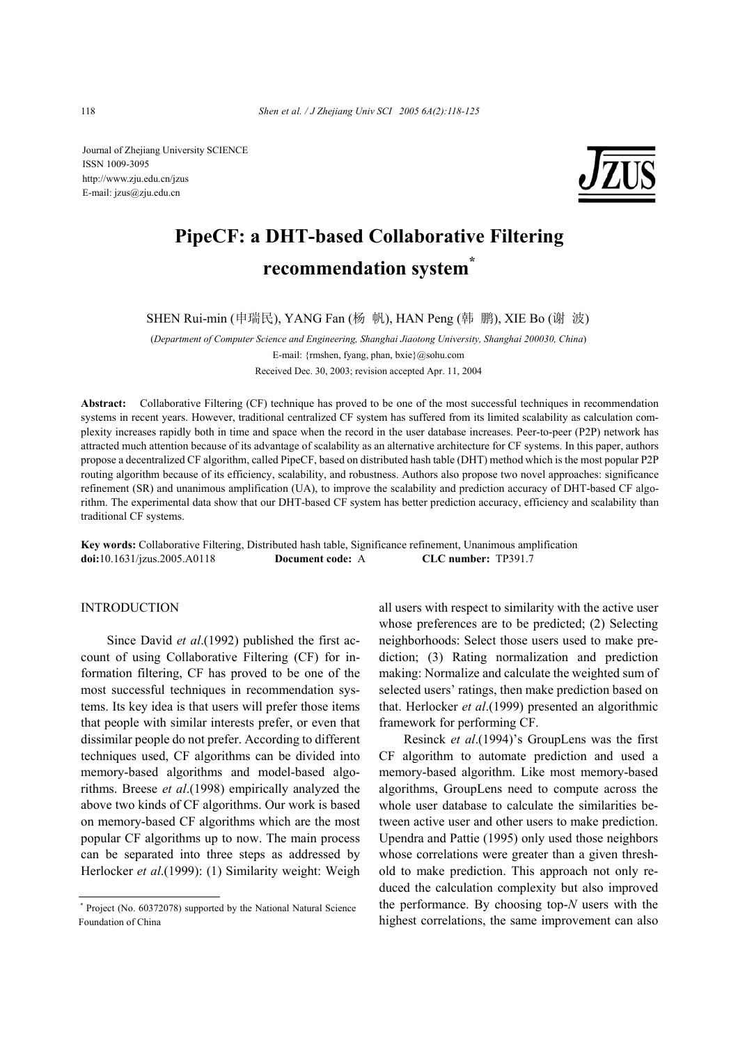Journal of Zhejiang University SCIENCE
ISSN 1009-3095
http://www.zju.edu.cn/jzus
E-mail: jzus@zju.edu.cn

# PipeCF: a DHT-based Collaborative Filtering recommendation system*

SHEN Rui-min (申瑞民), YANG Fan (杨 帆), HAN Peng (韩 鹏), XIE Bo (谢 波)

(*Department of Computer Science and Engineering, Shanghai Jiaotong University, Shanghai 200030, China*)

E-mail: {rmshen, fyang, phan, bxie}@sohu.com

Received Dec. 30, 2003; revision accepted Apr. 11, 2004

**Abstract:** Collaborative Filtering (CF) technique has proved to be one of the most successful techniques in recommendation systems in recent years. However, traditional centralized CF system has suffered from its limited scalability as calculation complexity increases rapidly both in time and space when the record in the user database increases. Peer-to-peer (P2P) network has attracted much attention because of its advantage of scalability as an alternative architecture for CF systems. In this paper, authors propose a decentralized CF algorithm, called PipeCF, based on distributed hash table (DHT) method which is the most popular P2P routing algorithm because of its efficiency, scalability, and robustness. Authors also propose two novel approaches: significance refinement (SR) and unanimous amplification (UA), to improve the scalability and prediction accuracy of DHT-based CF algorithm. The experimental data show that our DHT-based CF system has better prediction accuracy, efficiency and scalability than traditional CF systems.

**Key words:** Collaborative Filtering, Distributed hash table, Significance refinement, Unanimous amplification
**doi:**10.1631/jzus.2005.A0118 **Document code:** A **CLC number:** TP391.7

## INTRODUCTION

Since David *et al*.(1992) published the first account of using Collaborative Filtering (CF) for information filtering, CF has proved to be one of the most successful techniques in recommendation systems. Its key idea is that users will prefer those items that people with similar interests prefer, or even that dissimilar people do not prefer. According to different techniques used, CF algorithms can be divided into memory-based algorithms and model-based algorithms. Breese *et al*.(1998) empirically analyzed the above two kinds of CF algorithms. Our work is based on memory-based CF algorithms which are the most popular CF algorithms up to now. The main process can be separated into three steps as addressed by Herlocker *et al*.(1999): (1) Similarity weight: Weigh all users with respect to similarity with the active user whose preferences are to be predicted; (2) Selecting neighborhoods: Select those users used to make prediction; (3) Rating normalization and prediction making: Normalize and calculate the weighted sum of selected users' ratings, then make prediction based on that. Herlocker *et al*.(1999) presented an algorithmic framework for performing CF.

Resinck *et al*.(1994)'s GroupLens was the first CF algorithm to automate prediction and used a memory-based algorithm. Like most memory-based algorithms, GroupLens need to compute across the whole user database to calculate the similarities between active user and other users to make prediction. Upendra and Pattie (1995) only used those neighbors whose correlations were greater than a given threshold to make prediction. This approach not only reduced the calculation complexity but also improved the performance. By choosing top-*N* users with the highest correlations, the same improvement can also

---

* Project (No. 60372078) supported by the National Natural Science Foundation of China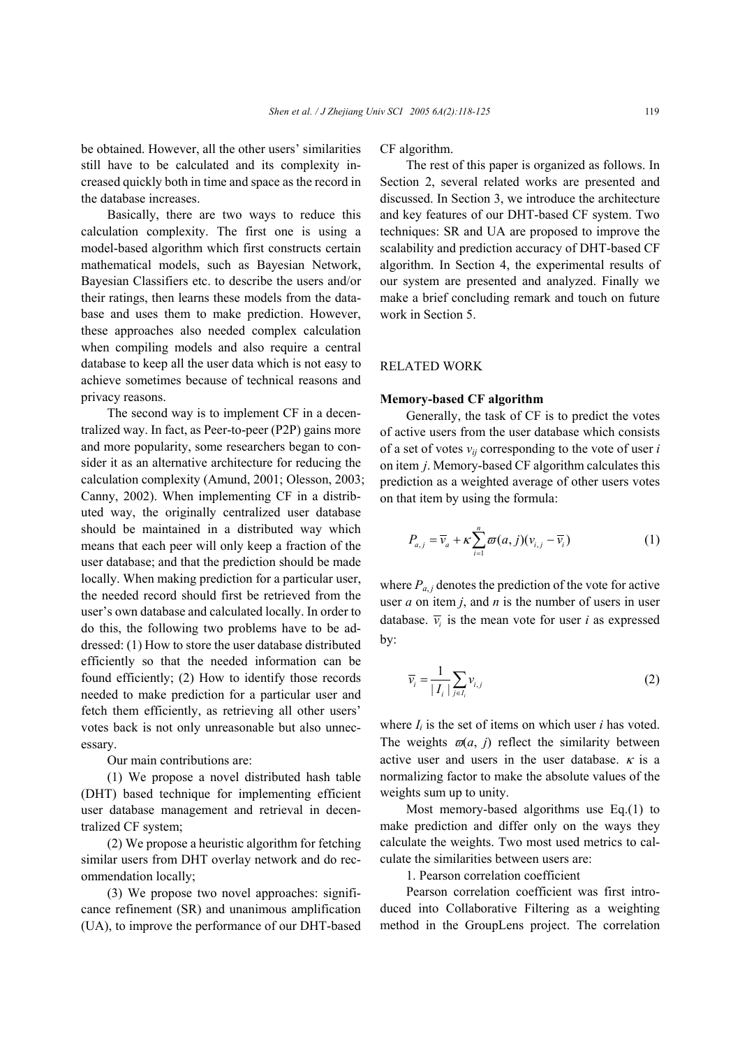be obtained. However, all the other users' similarities still have to be calculated and its complexity increased quickly both in time and space as the record in the database increases.

Basically, there are two ways to reduce this calculation complexity. The first one is using a model-based algorithm which first constructs certain mathematical models, such as Bayesian Network, Bayesian Classifiers etc. to describe the users and/or their ratings, then learns these models from the database and uses them to make prediction. However, these approaches also needed complex calculation when compiling models and also require a central database to keep all the user data which is not easy to achieve sometimes because of technical reasons and privacy reasons.

The second way is to implement CF in a decentralized way. In fact, as Peer-to-peer (P2P) gains more and more popularity, some researchers began to consider it as an alternative architecture for reducing the calculation complexity (Amund, 2001; Olesson, 2003; Canny, 2002). When implementing CF in a distributed way, the originally centralized user database should be maintained in a distributed way which means that each peer will only keep a fraction of the user database; and that the prediction should be made locally. When making prediction for a particular user, the needed record should first be retrieved from the user's own database and calculated locally. In order to do this, the following two problems have to be addressed: (1) How to store the user database distributed efficiently so that the needed information can be found efficiently; (2) How to identify those records needed to make prediction for a particular user and fetch them efficiently, as retrieving all other users' votes back is not only unreasonable but also unnecessary.

Our main contributions are:

(1) We propose a novel distributed hash table (DHT) based technique for implementing efficient user database management and retrieval in decentralized CF system;

(2) We propose a heuristic algorithm for fetching similar users from DHT overlay network and do recommendation locally;

(3) We propose two novel approaches: significance refinement (SR) and unanimous amplification (UA), to improve the performance of our DHT-based CF algorithm.

The rest of this paper is organized as follows. In Section 2, several related works are presented and discussed. In Section 3, we introduce the architecture and key features of our DHT-based CF system. Two techniques: SR and UA are proposed to improve the scalability and prediction accuracy of DHT-based CF algorithm. In Section 4, the experimental results of our system are presented and analyzed. Finally we make a brief concluding remark and touch on future work in Section 5.

## RELATED WORK

### Memory-based CF algorithm

Generally, the task of CF is to predict the votes of active users from the user database which consists of a set of votes $v_{ij}$ corresponding to the vote of user $i$ on item $j$. Memory-based CF algorithm calculates this prediction as a weighted average of other users votes on that item by using the formula:

$$P_{a,j} = \overline{v}_a + \kappa \sum_{i=1}^{n} \varpi(a,j)(v_{i,j} - \overline{v}_i) \tag{1}$$

where $P_{a,j}$ denotes the prediction of the vote for active user $a$ on item $j$, and $n$ is the number of users in user database. $\overline{v}_i$ is the mean vote for user $i$ as expressed by:

$$\overline{v}_i = \frac{1}{|I_i|} \sum_{j \in I_i} v_{i,j} \tag{2}$$

where $I_i$ is the set of items on which user $i$ has voted. The weights $\varpi(a, j)$ reflect the similarity between active user and users in the user database. $\kappa$ is a normalizing factor to make the absolute values of the weights sum up to unity.

Most memory-based algorithms use Eq.(1) to make prediction and differ only on the ways they calculate the weights. Two most used metrics to calculate the similarities between users are:

1. Pearson correlation coefficient

Pearson correlation coefficient was first introduced into Collaborative Filtering as a weighting method in the GroupLens project. The correlation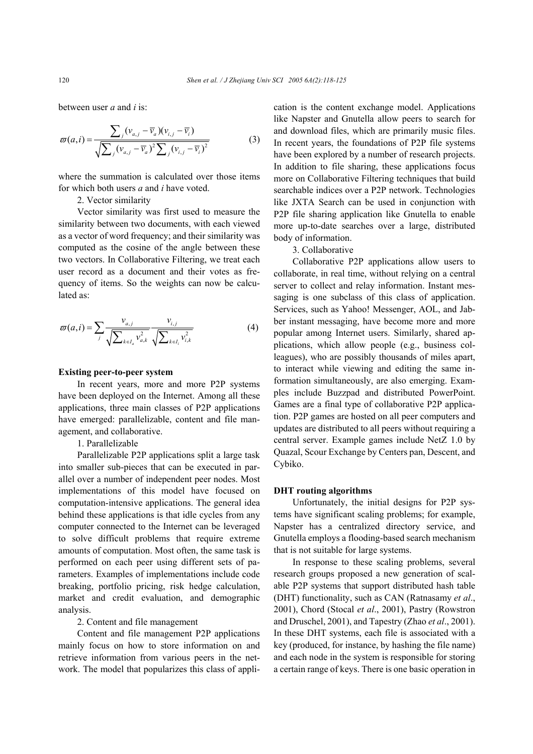between user *a* and *i* is:

$$\varpi(a,i) = \frac{\sum_j (v_{a,j} - \overline{v}_a)(v_{i,j} - \overline{v}_i)}{\sqrt{\sum_j (v_{a,j} - \overline{v}_a)^2 \sum_j (v_{i,j} - \overline{v}_i)^2}} \tag{3}$$

where the summation is calculated over those items for which both users *a* and *i* have voted.

2. Vector similarity

Vector similarity was first used to measure the similarity between two documents, with each viewed as a vector of word frequency; and their similarity was computed as the cosine of the angle between these two vectors. In Collaborative Filtering, we treat each user record as a document and their votes as frequency of items. So the weights can now be calculated as:

$$\varpi(a,i) = \sum_j \frac{v_{a,j}}{\sqrt{\sum_{k \in I_a} v_{a,k}^2}} \frac{v_{i,j}}{\sqrt{\sum_{k \in I_i} v_{i,k}^2}} \tag{4}$$

**Existing peer-to-peer system**

In recent years, more and more P2P systems have been deployed on the Internet. Among all these applications, three main classes of P2P applications have emerged: parallelizable, content and file management, and collaborative.

1. Parallelizable

Parallelizable P2P applications split a large task into smaller sub-pieces that can be executed in parallel over a number of independent peer nodes. Most implementations of this model have focused on computation-intensive applications. The general idea behind these applications is that idle cycles from any computer connected to the Internet can be leveraged to solve difficult problems that require extreme amounts of computation. Most often, the same task is performed on each peer using different sets of parameters. Examples of implementations include code breaking, portfolio pricing, risk hedge calculation, market and credit evaluation, and demographic analysis.

2. Content and file management

Content and file management P2P applications mainly focus on how to store information on and retrieve information from various peers in the network. The model that popularizes this class of application is the content exchange model. Applications like Napster and Gnutella allow peers to search for and download files, which are primarily music files. In recent years, the foundations of P2P file systems have been explored by a number of research projects. In addition to file sharing, these applications focus more on Collaborative Filtering techniques that build searchable indices over a P2P network. Technologies like JXTA Search can be used in conjunction with P2P file sharing application like Gnutella to enable more up-to-date searches over a large, distributed body of information.

3. Collaborative

Collaborative P2P applications allow users to collaborate, in real time, without relying on a central server to collect and relay information. Instant messaging is one subclass of this class of application. Services, such as Yahoo! Messenger, AOL, and Jabber instant messaging, have become more and more popular among Internet users. Similarly, shared applications, which allow people (e.g., business colleagues), who are possibly thousands of miles apart, to interact while viewing and editing the same information simultaneously, are also emerging. Examples include Buzzpad and distributed PowerPoint. Games are a final type of collaborative P2P application. P2P games are hosted on all peer computers and updates are distributed to all peers without requiring a central server. Example games include NetZ 1.0 by Quazal, Scour Exchange by Centers pan, Descent, and Cybiko.

**DHT routing algorithms**

Unfortunately, the initial designs for P2P systems have significant scaling problems; for example, Napster has a centralized directory service, and Gnutella employs a flooding-based search mechanism that is not suitable for large systems.

In response to these scaling problems, several research groups proposed a new generation of scalable P2P systems that support distributed hash table (DHT) functionality, such as CAN (Ratnasamy *et al*., 2001), Chord (Stocal *et al*., 2001), Pastry (Rowstron and Druschel, 2001), and Tapestry (Zhao *et al*., 2001). In these DHT systems, each file is associated with a key (produced, for instance, by hashing the file name) and each node in the system is responsible for storing a certain range of keys. There is one basic operation in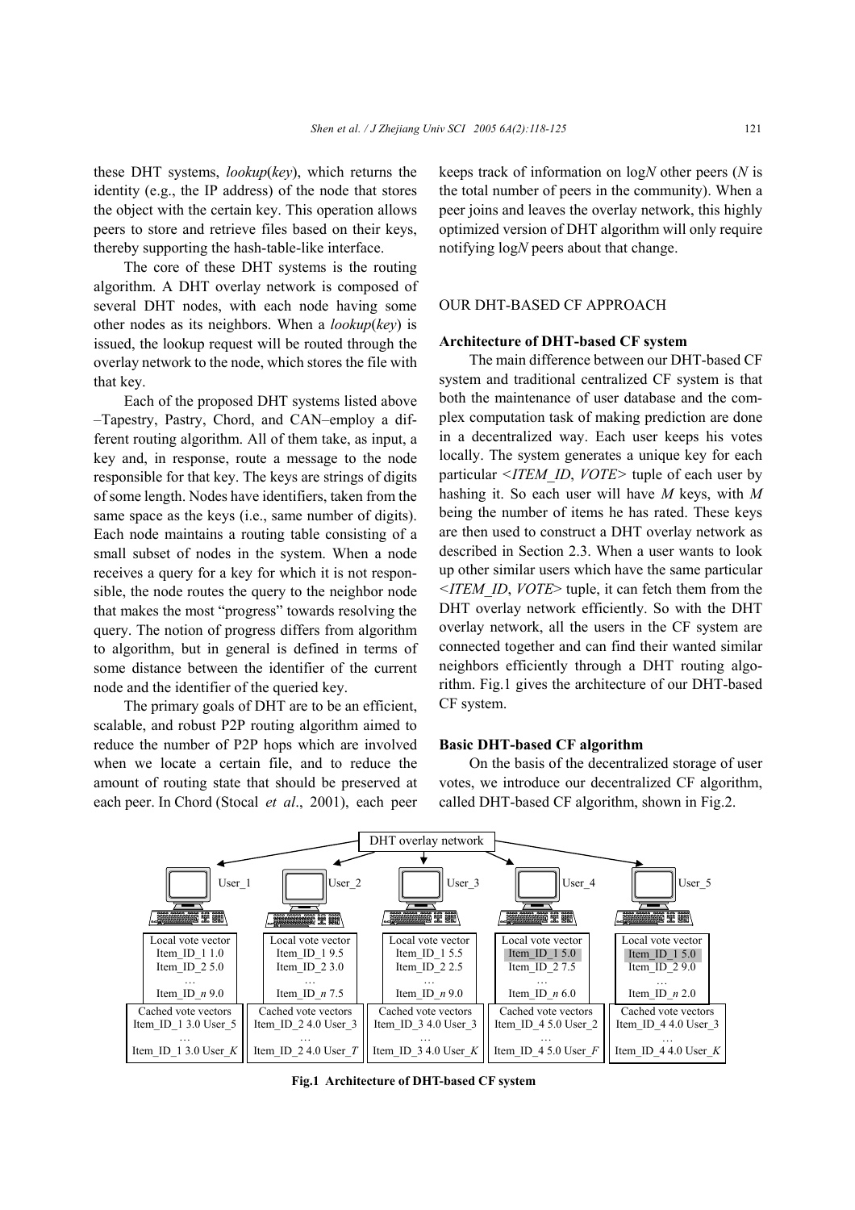these DHT systems, *lookup*(*key*), which returns the identity (e.g., the IP address) of the node that stores the object with the certain key. This operation allows peers to store and retrieve files based on their keys, thereby supporting the hash-table-like interface.

The core of these DHT systems is the routing algorithm. A DHT overlay network is composed of several DHT nodes, with each node having some other nodes as its neighbors. When a *lookup*(*key*) is issued, the lookup request will be routed through the overlay network to the node, which stores the file with that key.

Each of the proposed DHT systems listed above –Tapestry, Pastry, Chord, and CAN–employ a different routing algorithm. All of them take, as input, a key and, in response, route a message to the node responsible for that key. The keys are strings of digits of some length. Nodes have identifiers, taken from the same space as the keys (i.e., same number of digits). Each node maintains a routing table consisting of a small subset of nodes in the system. When a node receives a query for a key for which it is not responsible, the node routes the query to the neighbor node that makes the most "progress" towards resolving the query. The notion of progress differs from algorithm to algorithm, but in general is defined in terms of some distance between the identifier of the current node and the identifier of the queried key.

The primary goals of DHT are to be an efficient, scalable, and robust P2P routing algorithm aimed to reduce the number of P2P hops which are involved when we locate a certain file, and to reduce the amount of routing state that should be preserved at each peer. In Chord (Stocal *et al*., 2001), each peer keeps track of information on log*N* other peers (*N* is the total number of peers in the community). When a peer joins and leaves the overlay network, this highly optimized version of DHT algorithm will only require notifying log*N* peers about that change.

## OUR DHT-BASED CF APPROACH

### Architecture of DHT-based CF system

The main difference between our DHT-based CF system and traditional centralized CF system is that both the maintenance of user database and the complex computation task of making prediction are done in a decentralized way. Each user keeps his votes locally. The system generates a unique key for each particular <*ITEM_ID*, *VOTE*> tuple of each user by hashing it. So each user will have *M* keys, with *M* being the number of items he has rated. These keys are then used to construct a DHT overlay network as described in Section 2.3. When a user wants to look up other similar users which have the same particular <*ITEM_ID*, *VOTE*> tuple, it can fetch them from the DHT overlay network efficiently. So with the DHT overlay network, all the users in the CF system are connected together and can find their wanted similar neighbors efficiently through a DHT routing algorithm. Fig.1 gives the architecture of our DHT-based CF system.

### Basic DHT-based CF algorithm

On the basis of the decentralized storage of user votes, we introduce our decentralized CF algorithm, called DHT-based CF algorithm, shown in Fig.2.

DHT overlay network

User_1
Local vote vector
Item_ID_1 1.0
Item_ID_2 5.0
…
Item_ID_*n* 9.0
Cached vote vectors
Item_ID_1 3.0 User_5
…
Item_ID_1 3.0 User_*K*

User_2
Local vote vector
Item_ID_1 9.5
Item_ID_2 3.0
…
Item_ID_*n* 7.5
Cached vote vectors
Item_ID_2 4.0 User_3
…
Item_ID_2 4.0 User_*T*

User_3
Local vote vector
Item_ID_1 5.5
Item_ID_2 2.5
…
Item_ID_*n* 9.0
Cached vote vectors
Item_ID_3 4.0 User_3
…
Item_ID_3 4.0 User_*K*

User_4
Local vote vector
Item_ID_1 5.0
Item_ID_2 7.5
…
Item_ID_*n* 6.0
Cached vote vectors
Item_ID_4 5.0 User_2
…
Item_ID_4 5.0 User_*F*

User_5
Local vote vector
Item_ID_1 5.0
Item_ID_2 9.0
…
Item_ID_*n* 2.0
Cached vote vectors
Item_ID_4 4.0 User_3
…
Item_ID_4 4.0 User_*K*

**Fig.1 Architecture of DHT-based CF system**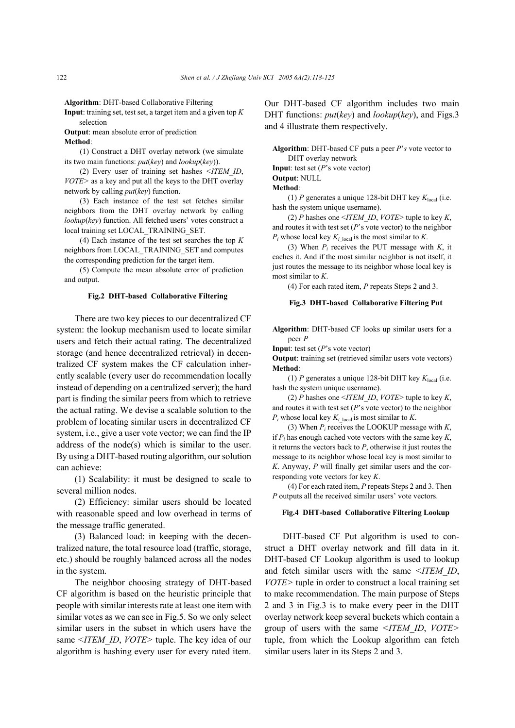**Algorithm**: DHT-based Collaborative Filtering

**Input**: training set, test set, a target item and a given top $K$ selection

**Output**: mean absolute error of prediction

**Method**:

(1) Construct a DHT overlay network (we simulate its two main functions: *put*(*key*) and *lookup*(*key*)).

(2) Every user of training set hashes <*ITEM_ID*, *VOTE*> as a key and put all the keys to the DHT overlay network by calling *put*(*key*) function.

(3) Each instance of the test set fetches similar neighbors from the DHT overlay network by calling *lookup*(*key*) function. All fetched users' votes construct a local training set LOCAL_TRAINING_SET.

(4) Each instance of the test set searches the top $K$ neighbors from LOCAL_TRAINING_SET and computes the corresponding prediction for the target item.

(5) Compute the mean absolute error of prediction and output.

**Fig.2 DHT-based Collaborative Filtering**

There are two key pieces to our decentralized CF system: the lookup mechanism used to locate similar users and fetch their actual rating. The decentralized storage (and hence decentralized retrieval) in decentralized CF system makes the CF calculation inherently scalable (every user do recommendation locally instead of depending on a centralized server); the hard part is finding the similar peers from which to retrieve the actual rating. We devise a scalable solution to the problem of locating similar users in decentralized CF system, i.e., give a user vote vector; we can find the IP address of the node(s) which is similar to the user. By using a DHT-based routing algorithm, our solution can achieve:

(1) Scalability: it must be designed to scale to several million nodes.

(2) Efficiency: similar users should be located with reasonable speed and low overhead in terms of the message traffic generated.

(3) Balanced load: in keeping with the decentralized nature, the total resource load (traffic, storage, etc.) should be roughly balanced across all the nodes in the system.

The neighbor choosing strategy of DHT-based CF algorithm is based on the heuristic principle that people with similar interests rate at least one item with similar votes as we can see in Fig.5. So we only select similar users in the subset in which users have the same <*ITEM_ID*, *VOTE*> tuple. The key idea of our algorithm is hashing every user for every rated item. Our DHT-based CF algorithm includes two main DHT functions: *put*(*key*) and *lookup*(*key*), and Figs.3 and 4 illustrate them respectively.

**Algorithm**: DHT-based CF puts a peer $P$'*s* vote vector to DHT overlay network

**Input**: test set ($P$'s vote vector)

**Output**: NULL

**Method**:

(1) $P$ generates a unique 128-bit DHT key $K_{\text{local}}$ (i.e. hash the system unique username).

(2) $P$ hashes one <*ITEM_ID*, *VOTE*> tuple to key $K$, and routes it with test set ($P$'s vote vector) to the neighbor $P_i$ whose local key $K_{i\_\text{local}}$ is the most similar to $K$.

(3) When $P_i$ receives the PUT message with $K$, it caches it. And if the most similar neighbor is not itself, it just routes the message to its neighbor whose local key is most similar to $K$.

(4) For each rated item, $P$ repeats Steps 2 and 3.

**Fig.3 DHT-based Collaborative Filtering Put**

**Algorithm**: DHT-based CF looks up similar users for a peer $P$

**Input**: test set ($P$'s vote vector)

**Output**: training set (retrieved similar users vote vectors)

**Method**:

(1) $P$ generates a unique 128-bit DHT key $K_{\text{local}}$ (i.e. hash the system unique username).

(2) $P$ hashes one <*ITEM_ID*, *VOTE*> tuple to key $K$, and routes it with test set ($P$'s vote vector) to the neighbor $P_i$ whose local key $K_{i\_\text{local}}$ is most similar to $K$.

(3) When $P_i$ receives the LOOKUP message with $K$, if $P_i$ has enough cached vote vectors with the same key $K$, it returns the vectors back to $P$, otherwise it just routes the message to its neighbor whose local key is most similar to $K$. Anyway, $P$ will finally get similar users and the corresponding vote vectors for key $K$.

(4) For each rated item, $P$ repeats Steps 2 and 3. Then $P$ outputs all the received similar users' vote vectors.

**Fig.4 DHT-based Collaborative Filtering Lookup**

DHT-based CF Put algorithm is used to construct a DHT overlay network and fill data in it. DHT-based CF Lookup algorithm is used to lookup and fetch similar users with the same <*ITEM_ID*, *VOTE*> tuple in order to construct a local training set to make recommendation. The main purpose of Steps 2 and 3 in Fig.3 is to make every peer in the DHT overlay network keep several buckets which contain a group of users with the same <*ITEM_ID*, *VOTE*> tuple, from which the Lookup algorithm can fetch similar users later in its Steps 2 and 3.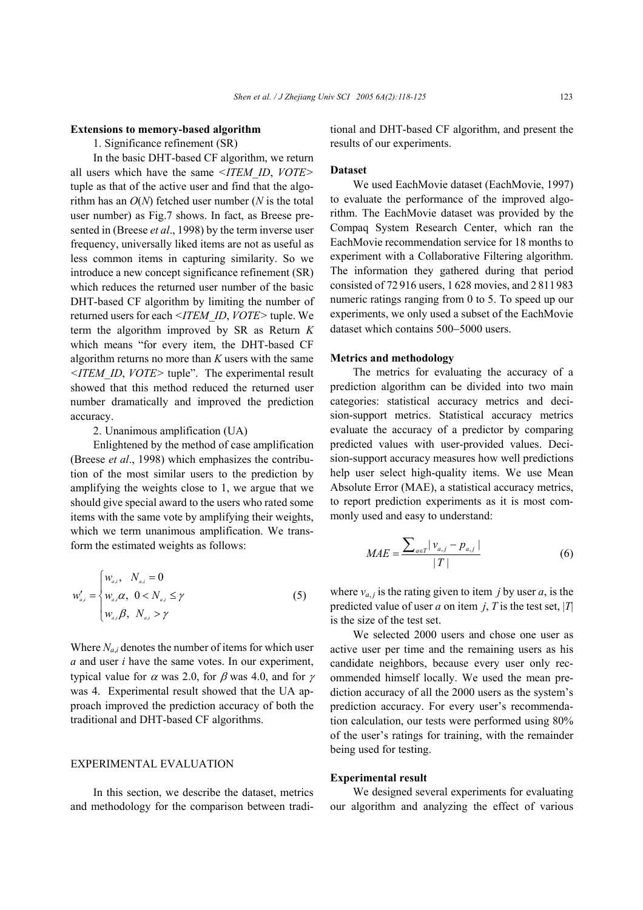**Extensions to memory-based algorithm**

1. Significance refinement (SR)

In the basic DHT-based CF algorithm, we return all users which have the same <*ITEM_ID*, *VOTE*> tuple as that of the active user and find that the algorithm has an $O(N)$ fetched user number ($N$ is the total user number) as Fig.7 shows. In fact, as Breese presented in (Breese *et al*., 1998) by the term inverse user frequency, universally liked items are not as useful as less common items in capturing similarity. So we introduce a new concept significance refinement (SR) which reduces the returned user number of the basic DHT-based CF algorithm by limiting the number of returned users for each <*ITEM_ID*, *VOTE*> tuple. We term the algorithm improved by SR as Return $K$ which means "for every item, the DHT-based CF algorithm returns no more than $K$ users with the same <*ITEM_ID*, *VOTE*> tuple". The experimental result showed that this method reduced the returned user number dramatically and improved the prediction accuracy.

2. Unanimous amplification (UA)

Enlightened by the method of case amplification (Breese *et al*., 1998) which emphasizes the contribution of the most similar users to the prediction by amplifying the weights close to 1, we argue that we should give special award to the users who rated some items with the same vote by amplifying their weights, which we term unanimous amplification. We transform the estimated weights as follows:

$$w'_{a,i} = \begin{cases} w_{a,i}, & N_{a,i} = 0 \\ w_{a,i}\alpha, & 0 < N_{a,i} \le \gamma \\ w_{a,i}\beta, & N_{a,i} > \gamma \end{cases} \tag{5}$$

Where $N_{a,i}$ denotes the number of items for which user $a$ and user $i$ have the same votes. In our experiment, typical value for $\alpha$ was 2.0, for $\beta$ was 4.0, and for $\gamma$ was 4. Experimental result showed that the UA approach improved the prediction accuracy of both the traditional and DHT-based CF algorithms.

## EXPERIMENTAL EVALUATION

In this section, we describe the dataset, metrics and methodology for the comparison between traditional and DHT-based CF algorithm, and present the results of our experiments.

**Dataset**

We used EachMovie dataset (EachMovie, 1997) to evaluate the performance of the improved algorithm. The EachMovie dataset was provided by the Compaq System Research Center, which ran the EachMovie recommendation service for 18 months to experiment with a Collaborative Filtering algorithm. The information they gathered during that period consisted of 72 916 users, 1 628 movies, and 2 811 983 numeric ratings ranging from 0 to 5. To speed up our experiments, we only used a subset of the EachMovie dataset which contains 500–5000 users.

**Metrics and methodology**

The metrics for evaluating the accuracy of a prediction algorithm can be divided into two main categories: statistical accuracy metrics and decision-support metrics. Statistical accuracy metrics evaluate the accuracy of a predictor by comparing predicted values with user-provided values. Decision-support accuracy measures how well predictions help user select high-quality items. We use Mean Absolute Error (MAE), a statistical accuracy metrics, to report prediction experiments as it is most commonly used and easy to understand:

$$MAE = \frac{\sum_{a \in T} |v_{a,j} - p_{a,j}|}{|T|} \tag{6}$$

where $v_{a,j}$ is the rating given to item $j$ by user $a$, is the predicted value of user $a$ on item $j$, $T$ is the test set, $|T|$ is the size of the test set.

We selected 2000 users and chose one user as active user per time and the remaining users as his candidate neighbors, because every user only recommended himself locally. We used the mean prediction accuracy of all the 2000 users as the system's prediction accuracy. For every user's recommendation calculation, our tests were performed using 80% of the user's ratings for training, with the remainder being used for testing.

**Experimental result**

We designed several experiments for evaluating our algorithm and analyzing the effect of various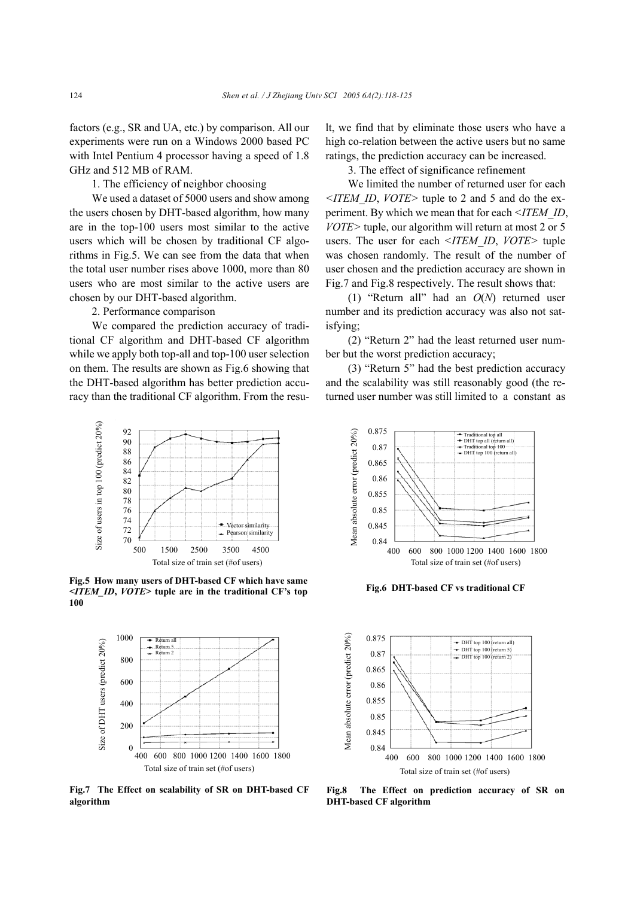factors (e.g., SR and UA, etc.) by comparison. All our experiments were run on a Windows 2000 based PC with Intel Pentium 4 processor having a speed of 1.8 GHz and 512 MB of RAM.

1. The efficiency of neighbor choosing

We used a dataset of 5000 users and show among the users chosen by DHT-based algorithm, how many are in the top-100 users most similar to the active users which will be chosen by traditional CF algorithms in Fig.5. We can see from the data that when the total user number rises above 1000, more than 80 users who are most similar to the active users are chosen by our DHT-based algorithm.

2. Performance comparison

We compared the prediction accuracy of traditional CF algorithm and DHT-based CF algorithm while we apply both top-all and top-100 user selection on them. The results are shown as Fig.6 showing that the DHT-based algorithm has better prediction accuracy than the traditional CF algorithm. From the result, we find that by eliminate those users who have a high co-relation between the active users but no same ratings, the prediction accuracy can be increased.

3. The effect of significance refinement

We limited the number of returned user for each <*ITEM_ID*, *VOTE*> tuple to 2 and 5 and do the experiment. By which we mean that for each <*ITEM_ID*, *VOTE*> tuple, our algorithm will return at most 2 or 5 users. The user for each <*ITEM_ID*, *VOTE*> tuple was chosen randomly. The result of the number of user chosen and the prediction accuracy are shown in Fig.7 and Fig.8 respectively. The result shows that:

(1) "Return all" had an $O(N)$ returned user number and its prediction accuracy was also not satisfying;

(2) "Return 2" had the least returned user number but the worst prediction accuracy;

(3) "Return 5" had the best prediction accuracy and the scalability was still reasonably good (the returned user number was still limited to a constant as

**Fig.5 How many users of DHT-based CF which have same <*ITEM_ID*, *VOTE*> tuple are in the traditional CF's top 100**

**Fig.6 DHT-based CF vs traditional CF**

**Fig.7 The Effect on scalability of SR on DHT-based CF algorithm**

**Fig.8 The Effect on prediction accuracy of SR on DHT-based CF algorithm**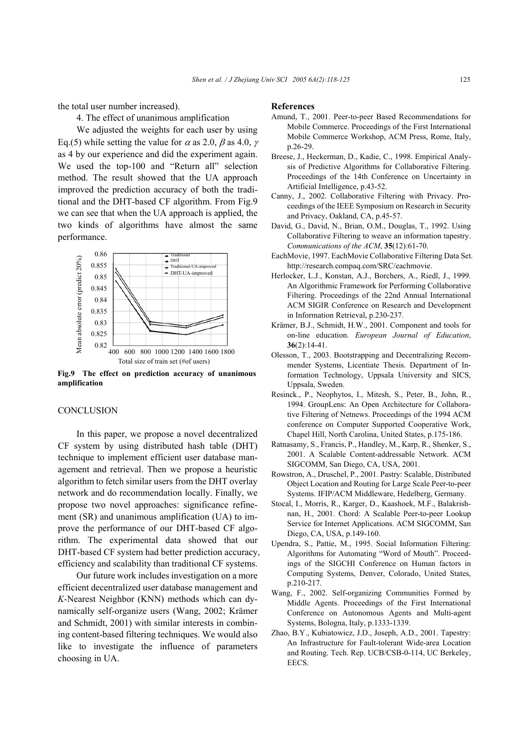the total user number increased).

4. The effect of unanimous amplification

We adjusted the weights for each user by using Eq.(5) while setting the value for $\alpha$ as 2.0, $\beta$ as 4.0, $\gamma$ as 4 by our experience and did the experiment again. We used the top-100 and "Return all" selection method. The result showed that the UA approach improved the prediction accuracy of both the traditional and the DHT-based CF algorithm. From Fig.9 we can see that when the UA approach is applied, the two kinds of algorithms have almost the same performance.

Traditional
DHT
Traditional-UA-improved
DHT-UA-improved
Mean absolute error (predict 20%)
0.86
0.855
0.85
0.845
0.84
0.835
0.83
0.825
0.82
400 600 800 1000 1200 1400 1600 1800
Total size of train set (#of users)

**Fig.9 The effect on prediction accuracy of unanimous amplification**

## CONCLUSION

In this paper, we propose a novel decentralized CF system by using distributed hash table (DHT) technique to implement efficient user database management and retrieval. Then we propose a heuristic algorithm to fetch similar users from the DHT overlay network and do recommendation locally. Finally, we propose two novel approaches: significance refinement (SR) and unanimous amplification (UA) to improve the performance of our DHT-based CF algorithm. The experimental data showed that our DHT-based CF system had better prediction accuracy, efficiency and scalability than traditional CF systems.

Our future work includes investigation on a more efficient decentralized user database management and *K*-Nearest Neighbor (KNN) methods which can dynamically self-organize users (Wang, 2002; Krämer and Schmidt, 2001) with similar interests in combining content-based filtering techniques. We would also like to investigate the influence of parameters choosing in UA.

## References

Amund, T., 2001. Peer-to-peer Based Recommendations for Mobile Commerce. Proceedings of the First International Mobile Commerce Workshop, ACM Press, Rome, Italy, p.26-29.

Breese, J., Heckerman, D., Kadie, C., 1998. Empirical Analysis of Predictive Algorithms for Collaborative Filtering. Proceedings of the 14th Conference on Uncertainty in Artificial Intelligence, p.43-52.

Canny, J., 2002. Collaborative Filtering with Privacy. Proceedings of the IEEE Symposium on Research in Security and Privacy, Oakland, CA, p.45-57.

David, G., David, N., Brian, O.M., Douglas, T., 1992. Using Collaborative Filtering to weave an information tapestry. *Communications of the ACM*, **35**(12):61-70.

EachMovie, 1997. EachMovie Collaborative Filtering Data Set. http://research.compaq.com/SRC/eachmovie.

Herlocker, L.J., Konstan, A.J., Borchers, A., Riedl, J., 1999. An Algorithmic Framework for Performing Collaborative Filtering. Proceedings of the 22nd Annual International ACM SIGIR Conference on Research and Development in Information Retrieval, p.230-237.

Krämer, B.J., Schmidt, H.W., 2001. Component and tools for on-line education. *European Journal of Education*, **36**(2):14-41.

Olesson, T., 2003. Bootstrapping and Decentralizing Recommender Systems, Licentiate Thesis. Department of Information Technology, Uppsala University and SICS, Uppsala, Sweden.

Resinck., P., Neophytos, I., Mitesh, S., Peter, B., John, R., 1994. GroupLens: An Open Architecture for Collaborative Filtering of Netnews. Proceedings of the 1994 ACM conference on Computer Supported Cooperative Work, Chapel Hill, North Carolina, United States, p.175-186.

Ratnasamy, S., Francis, P., Handley, M., Karp, R., Shenker, S., 2001. A Scalable Content-addressable Network. ACM SIGCOMM, San Diego, CA, USA, 2001.

Rowstron, A., Druschel, P., 2001. Pastry: Scalable, Distributed Object Location and Routing for Large Scale Peer-to-peer Systems. IFIP/ACM Middleware, Hedelberg, Germany.

Stocal, I., Morris, R., Karger, D., Kaashoek, M.F., Balakrishnan, H., 2001. Chord: A Scalable Peer-to-peer Lookup Service for Internet Applications. ACM SIGCOMM, San Diego, CA, USA, p.149-160.

Upendra, S., Pattie, M., 1995. Social Information Filtering: Algorithms for Automating "Word of Mouth". Proceedings of the SIGCHI Conference on Human factors in Computing Systems, Denver, Colorado, United States, p.210-217.

Wang, F., 2002. Self-organizing Communities Formed by Middle Agents. Proceedings of the First International Conference on Autonomous Agents and Multi-agent Systems, Bologna, Italy, p.1333-1339.

Zhao, B.Y., Kubiatowicz, J.D., Joseph, A.D., 2001. Tapestry: An Infrastructure for Fault-tolerant Wide-area Location and Routing. Tech. Rep. UCB/CSB-0-114, UC Berkeley, EECS.